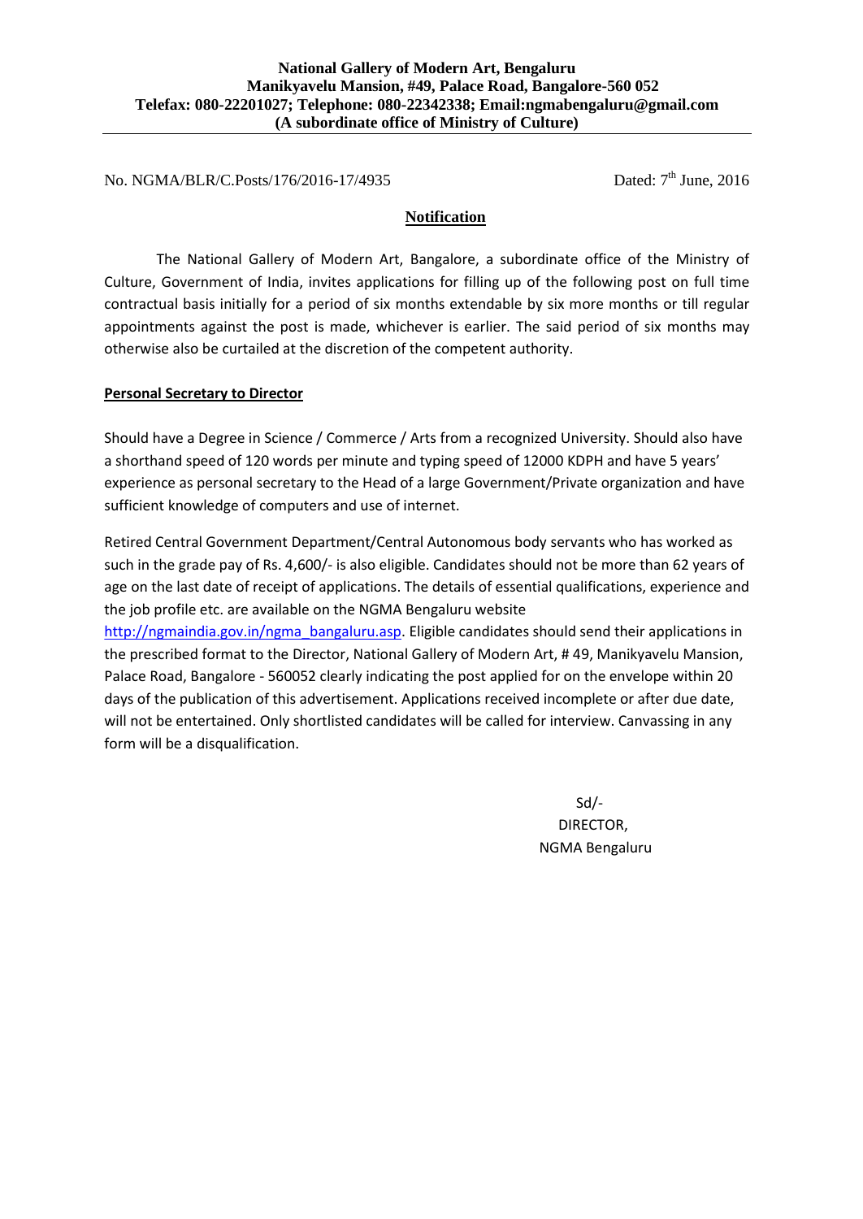**National Gallery of Modern Art, Bengaluru**
**Manikyavelu Mansion, #49, Palace Road, Bangalore-560 052**
**Telefax: 080-22201027; Telephone: 080-22342338; Email:ngmabengaluru@gmail.com**
**(A subordinate office of Ministry of Culture)**

---

No. NGMA/BLR/C.Posts/176/2016-17/4935 Dated: 7th June, 2016

## Notification

The National Gallery of Modern Art, Bangalore, a subordinate office of the Ministry of Culture, Government of India, invites applications for filling up of the following post on full time contractual basis initially for a period of six months extendable by six more months or till regular appointments against the post is made, whichever is earlier. The said period of six months may otherwise also be curtailed at the discretion of the competent authority.

**Personal Secretary to Director**

Should have a Degree in Science / Commerce / Arts from a recognized University. Should also have a shorthand speed of 120 words per minute and typing speed of 12000 KDPH and have 5 years' experience as personal secretary to the Head of a large Government/Private organization and have sufficient knowledge of computers and use of internet.

Retired Central Government Department/Central Autonomous body servants who has worked as such in the grade pay of Rs. 4,600/- is also eligible. Candidates should not be more than 62 years of age on the last date of receipt of applications. The details of essential qualifications, experience and the job profile etc. are available on the NGMA Bengaluru website http://ngmaindia.gov.in/ngma_bangaluru.asp. Eligible candidates should send their applications in the prescribed format to the Director, National Gallery of Modern Art, # 49, Manikyavelu Mansion, Palace Road, Bangalore - 560052 clearly indicating the post applied for on the envelope within 20 days of the publication of this advertisement. Applications received incomplete or after due date, will not be entertained. Only shortlisted candidates will be called for interview. Canvassing in any form will be a disqualification.

Sd/-
DIRECTOR,
NGMA Bengaluru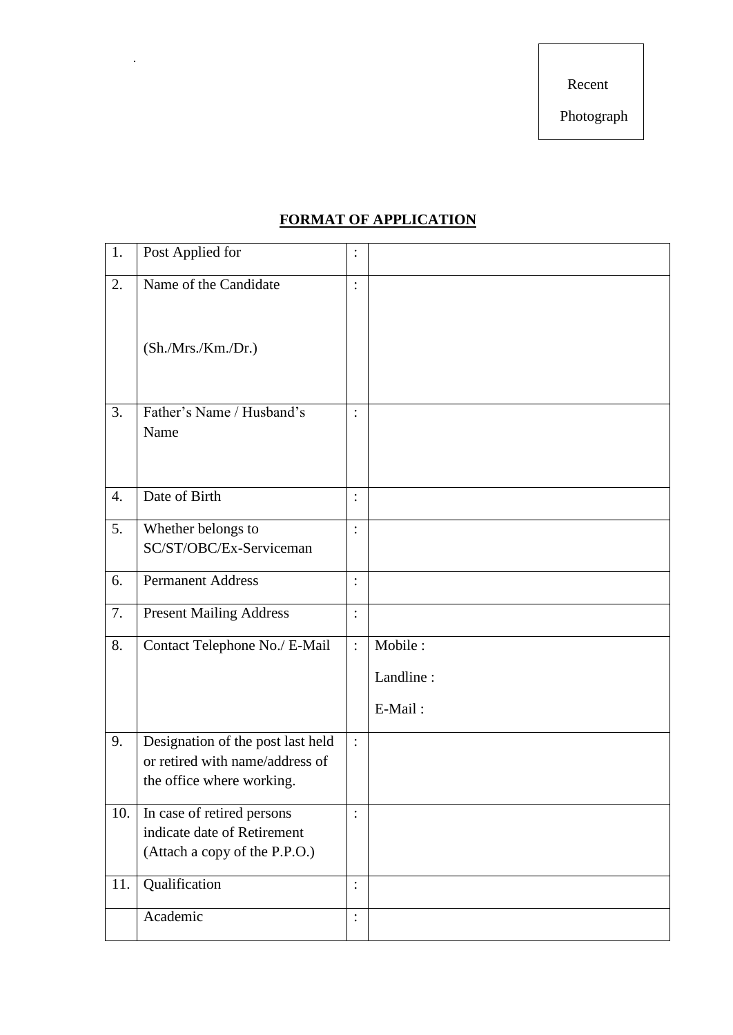Recent

Photograph

## FORMAT OF APPLICATION

| | | | |
|---|---|---|---|
| 1. | Post Applied for | : | |
| 2. | Name of the Candidate<br><br>(Sh./Mrs./Km./Dr.) | : | |
| 3. | Father's Name / Husband's Name | : | |
| 4. | Date of Birth | : | |
| 5. | Whether belongs to SC/ST/OBC/Ex-Serviceman | : | |
| 6. | Permanent Address | : | |
| 7. | Present Mailing Address | : | |
| 8. | Contact Telephone No./ E-Mail | : | Mobile :<br>Landline :<br>E-Mail : |
| 9. | Designation of the post last held or retired with name/address of the office where working. | : | |
| 10. | In case of retired persons indicate date of Retirement (Attach a copy of the P.P.O.) | : | |
| 11. | Qualification | : | |
| | Academic | : | |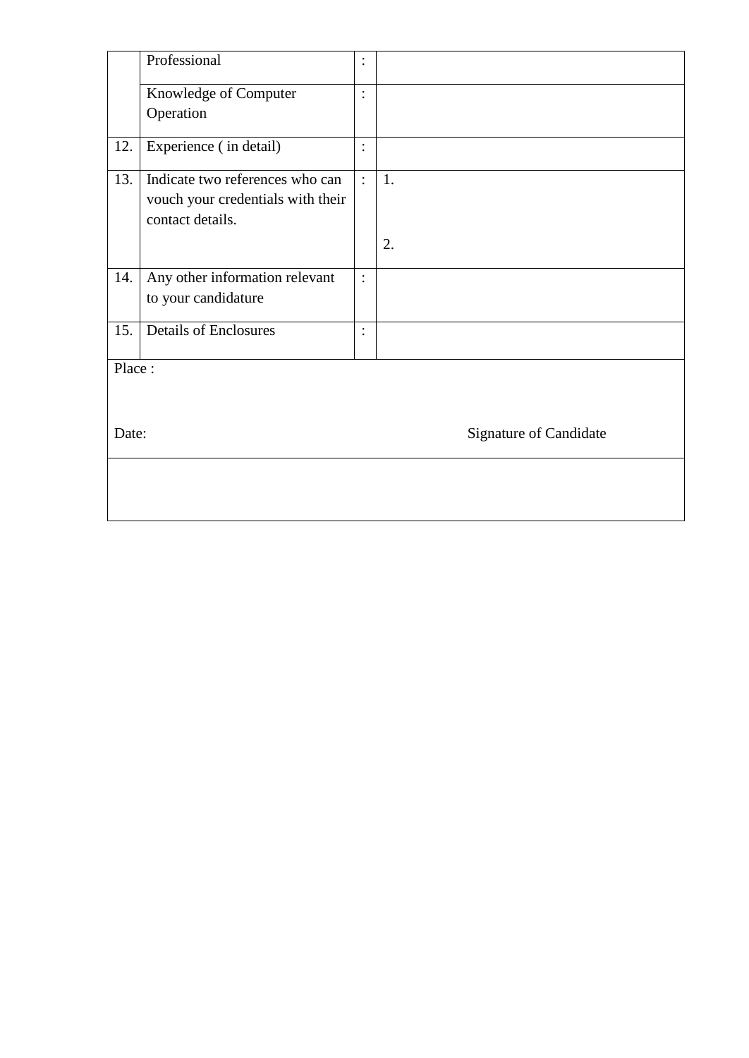| | | | |
|---|---|---|---|
| | Professional | : | |
| | Knowledge of Computer Operation | : | |
| 12. | Experience ( in detail) | : | |
| 13. | Indicate two references who can vouch your credentials with their contact details. | : | 1.<br><br>2. |
| 14. | Any other information relevant to your candidature | : | |
| 15. | Details of Enclosures | : | |

Place :

Date: Signature of Candidate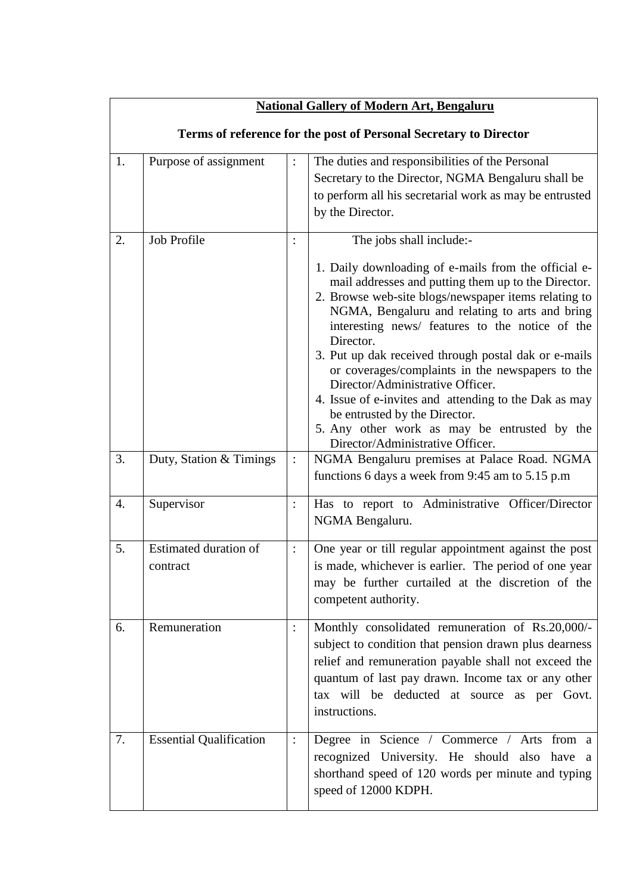**National Gallery of Modern Art, Bengaluru**

**Terms of reference for the post of Personal Secretary to Director**

| | | | |
|---|---|---|---|
| 1. | Purpose of assignment | : | The duties and responsibilities of the Personal Secretary to the Director, NGMA Bengaluru shall be to perform all his secretarial work as may be entrusted by the Director. |
| 2. | Job Profile | : | The jobs shall include:-<br>1. Daily downloading of e-mails from the official e-mail addresses and putting them up to the Director.<br>2. Browse web-site blogs/newspaper items relating to NGMA, Bengaluru and relating to arts and bring interesting news/ features to the notice of the Director.<br>3. Put up dak received through postal dak or e-mails or coverages/complaints in the newspapers to the Director/Administrative Officer.<br>4. Issue of e-invites and attending to the Dak as may be entrusted by the Director.<br>5. Any other work as may be entrusted by the Director/Administrative Officer. |
| 3. | Duty, Station & Timings | : | NGMA Bengaluru premises at Palace Road. NGMA functions 6 days a week from 9:45 am to 5.15 p.m |
| 4. | Supervisor | : | Has to report to Administrative Officer/Director NGMA Bengaluru. |
| 5. | Estimated duration of contract | : | One year or till regular appointment against the post is made, whichever is earlier. The period of one year may be further curtailed at the discretion of the competent authority. |
| 6. | Remuneration | : | Monthly consolidated remuneration of Rs.20,000/- subject to condition that pension drawn plus dearness relief and remuneration payable shall not exceed the quantum of last pay drawn. Income tax or any other tax will be deducted at source as per Govt. instructions. |
| 7. | Essential Qualification | : | Degree in Science / Commerce / Arts from a recognized University. He should also have a shorthand speed of 120 words per minute and typing speed of 12000 KDPH. |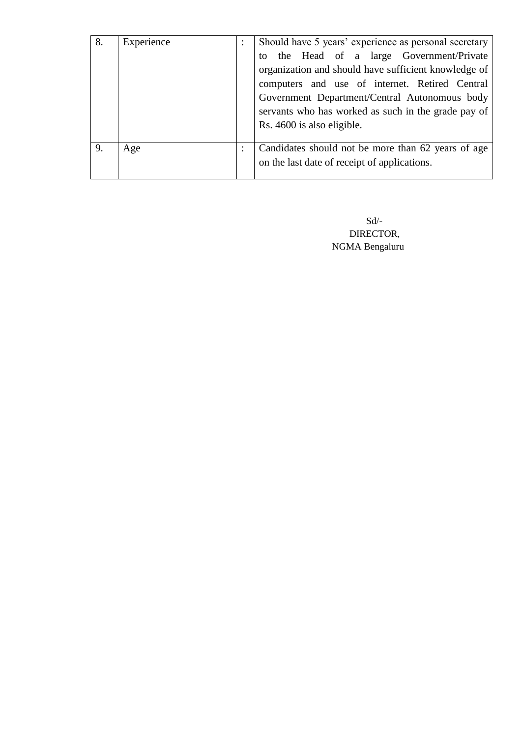| | | | |
|---|---|---|---|
| 8. | Experience | : | Should have 5 years' experience as personal secretary to the Head of a large Government/Private organization and should have sufficient knowledge of computers and use of internet. Retired Central Government Department/Central Autonomous body servants who has worked as such in the grade pay of Rs. 4600 is also eligible. |
| 9. | Age | : | Candidates should not be more than 62 years of age on the last date of receipt of applications. |

Sd/-
DIRECTOR,
NGMA Bengaluru